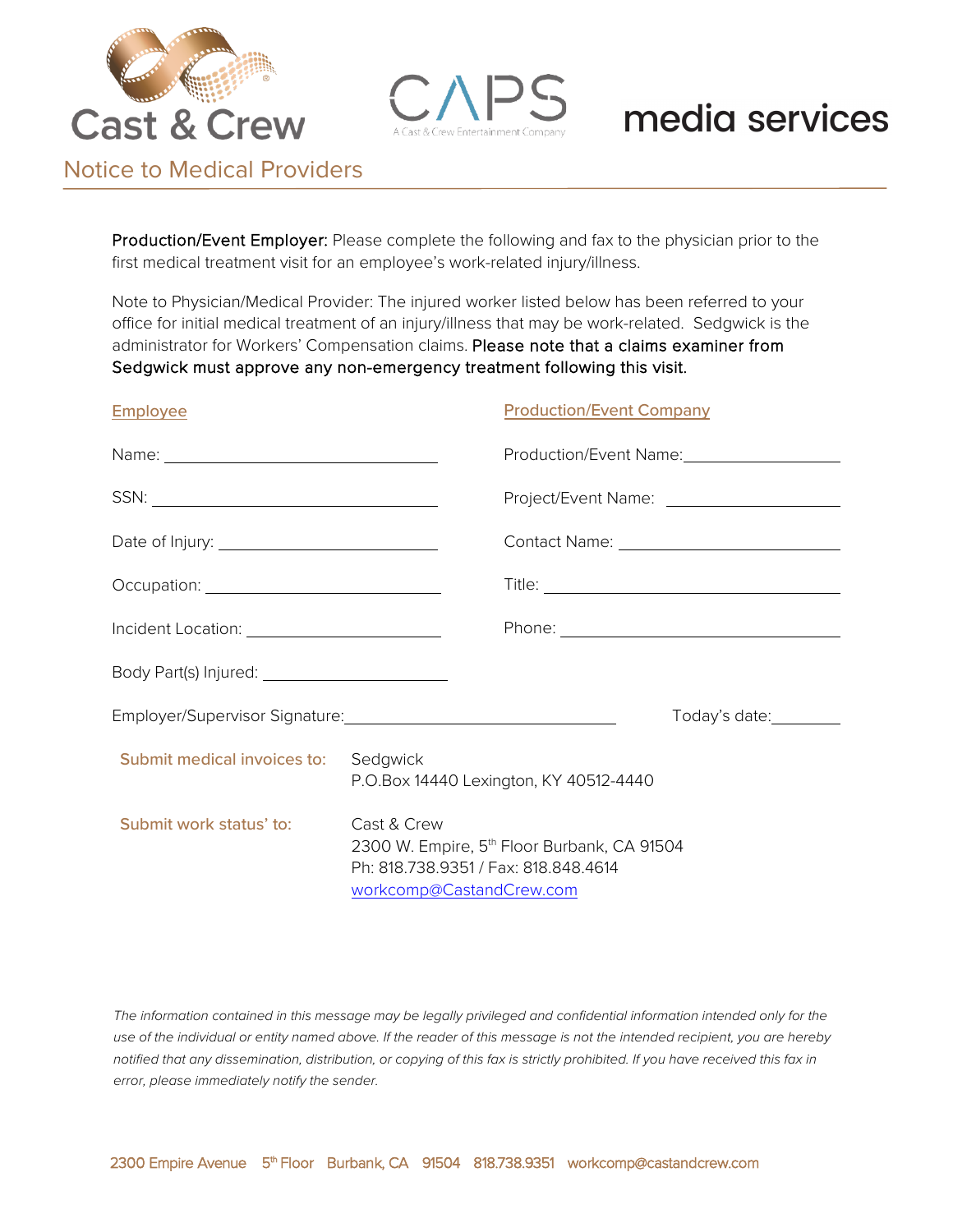Cast & Crew

CAPS
A Cast & Crew Entertainment Company

media services

# Notice to Medical Providers

**Production/Event Employer:** Please complete the following and fax to the physician prior to the first medical treatment visit for an employee's work-related injury/illness.

Note to Physician/Medical Provider: The injured worker listed below has been referred to your office for initial medical treatment of an injury/illness that may be work-related. Sedgwick is the administrator for Workers' Compensation claims. **Please note that a claims examiner from Sedgwick must approve any non-emergency treatment following this visit.**

**Employee**

Name: ______________________________

SSN: ______________________________

Date of Injury: ______________________

Occupation: _________________________

Incident Location: ____________________

Body Part(s) Injured: __________________

**Production/Event Company**

Production/Event Name: ________________

Project/Event Name: __________________

Contact Name: _______________________

Title: ______________________________

Phone: _____________________________

Employer/Supervisor Signature: ______________________________ Today's date: ________

**Submit medical invoices to:**
Sedgwick
P.O.Box 14440 Lexington, KY 40512-4440

**Submit work status' to:**
Cast & Crew
2300 W. Empire, 5th Floor Burbank, CA 91504
Ph: 818.738.9351 / Fax: 818.848.4614
workcomp@CastandCrew.com

*The information contained in this message may be legally privileged and confidential information intended only for the use of the individual or entity named above. If the reader of this message is not the intended recipient, you are hereby notified that any dissemination, distribution, or copying of this fax is strictly prohibited. If you have received this fax in error, please immediately notify the sender.*

2300 Empire Avenue 5th Floor Burbank, CA 91504 818.738.9351 workcomp@castandcrew.com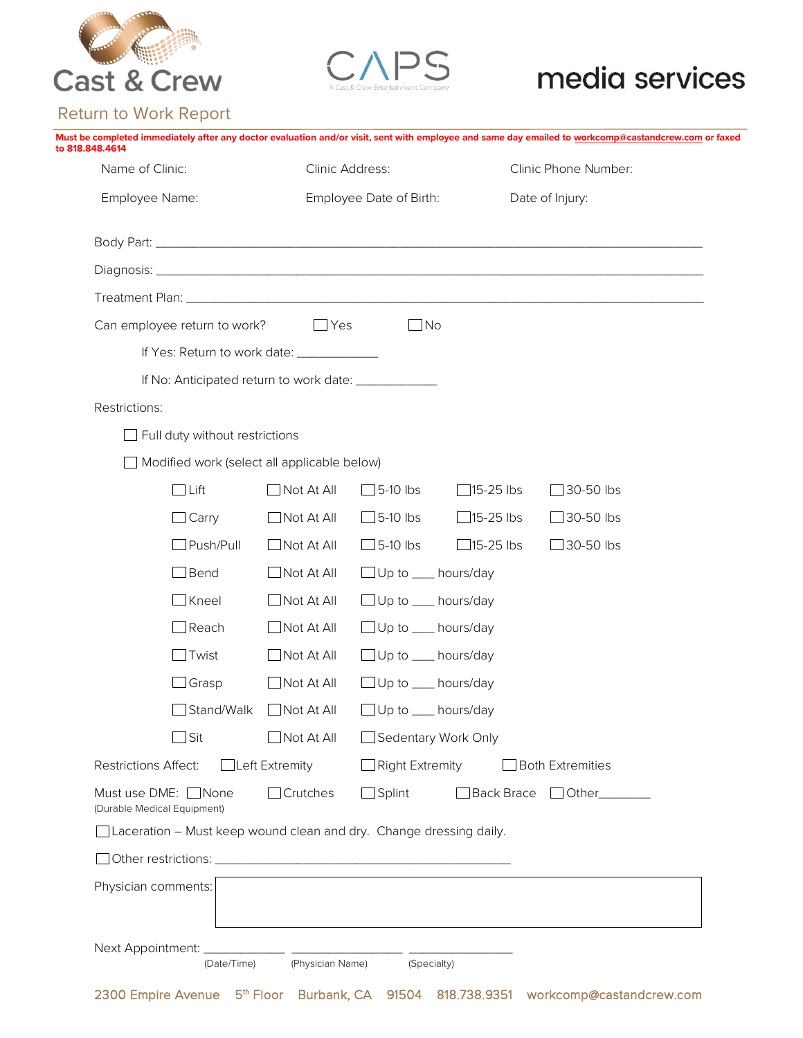Cast & Crew CAPS A Cast & Crew Entertainment Company media services

# Return to Work Report

**Must be completed immediately after any doctor evaluation and/or visit, sent with employee and same day emailed to workcomp@castandcrew.com or faxed to 818.848.4614**

| Name of Clinic: | Clinic Address: | Clinic Phone Number: |
|---|---|---|
| Employee Name: | Employee Date of Birth: | Date of Injury: |

Body Part: ________________________________________________________________

Diagnosis: ________________________________________________________________

Treatment Plan: ____________________________________________________________

Can employee return to work? ☐ Yes ☐ No

If Yes: Return to work date: ____________

If No: Anticipated return to work date: ____________

Restrictions:

☐ Full duty without restrictions

☐ Modified work (select all applicable below)

| | | | | |
|---|---|---|---|---|
| ☐ Lift | ☐ Not At All | ☐ 5-10 lbs | ☐ 15-25 lbs | ☐ 30-50 lbs |
| ☐ Carry | ☐ Not At All | ☐ 5-10 lbs | ☐ 15-25 lbs | ☐ 30-50 lbs |
| ☐ Push/Pull | ☐ Not At All | ☐ 5-10 lbs | ☐ 15-25 lbs | ☐ 30-50 lbs |
| ☐ Bend | ☐ Not At All | ☐ Up to ___ hours/day | | |
| ☐ Kneel | ☐ Not At All | ☐ Up to ___ hours/day | | |
| ☐ Reach | ☐ Not At All | ☐ Up to ___ hours/day | | |
| ☐ Twist | ☐ Not At All | ☐ Up to ___ hours/day | | |
| ☐ Grasp | ☐ Not At All | ☐ Up to ___ hours/day | | |
| ☐ Stand/Walk | ☐ Not At All | ☐ Up to ___ hours/day | | |
| ☐ Sit | ☐ Not At All | ☐ Sedentary Work Only | | |

Restrictions Affect: ☐ Left Extremity ☐ Right Extremity ☐ Both Extremities

Must use DME: ☐ None ☐ Crutches ☐ Splint ☐ Back Brace ☐ Other________
(Durable Medical Equipment)

☐ Laceration – Must keep wound clean and dry. Change dressing daily.

☐ Other restrictions: ____________________________________________

Physician comments:

Next Appointment: ____________ ________________ ________________
(Date/Time) (Physician Name) (Specialty)

2300 Empire Avenue 5th Floor Burbank, CA 91504 818.738.9351 workcomp@castandcrew.com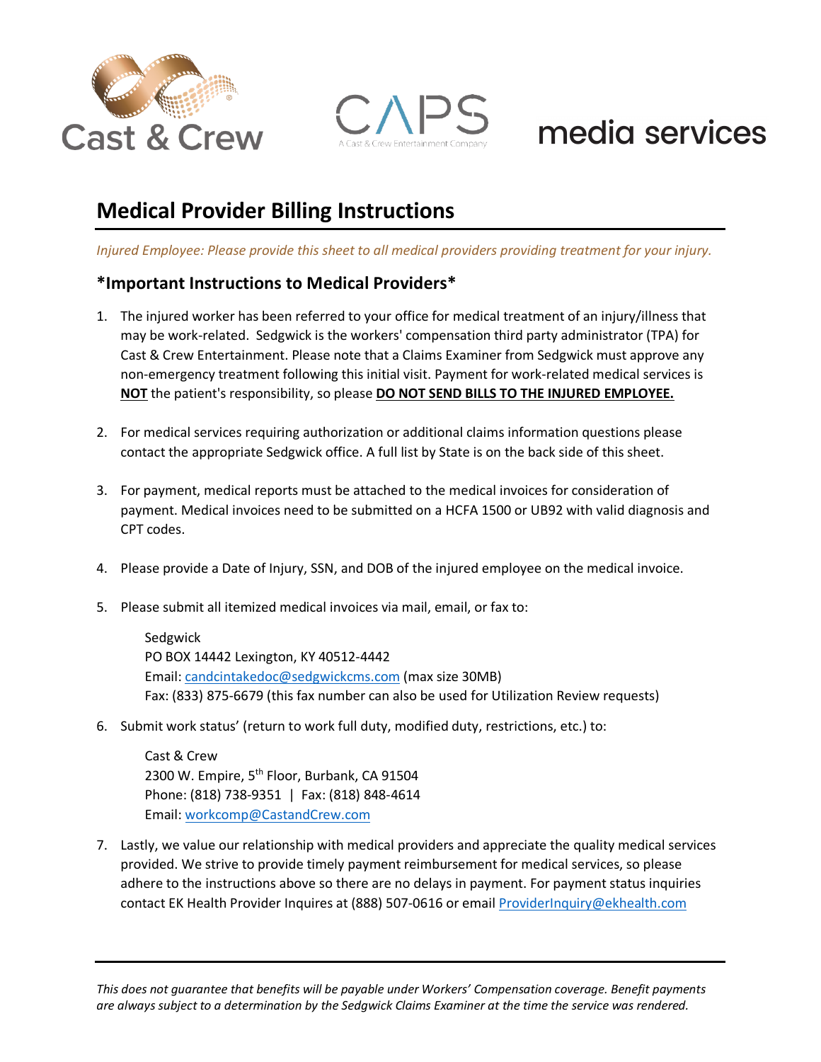# Medical Provider Billing Instructions

*Injured Employee: Please provide this sheet to all medical providers providing treatment for your injury.*

## *Important Instructions to Medical Providers*

1. The injured worker has been referred to your office for medical treatment of an injury/illness that may be work-related. Sedgwick is the workers' compensation third party administrator (TPA) for Cast & Crew Entertainment. Please note that a Claims Examiner from Sedgwick must approve any non-emergency treatment following this initial visit. Payment for work-related medical services is **NOT** the patient's responsibility, so please **DO NOT SEND BILLS TO THE INJURED EMPLOYEE.**

2. For medical services requiring authorization or additional claims information questions please contact the appropriate Sedgwick office. A full list by State is on the back side of this sheet.

3. For payment, medical reports must be attached to the medical invoices for consideration of payment. Medical invoices need to be submitted on a HCFA 1500 or UB92 with valid diagnosis and CPT codes.

4. Please provide a Date of Injury, SSN, and DOB of the injured employee on the medical invoice.

5. Please submit all itemized medical invoices via mail, email, or fax to:

   Sedgwick
   PO BOX 14442 Lexington, KY 40512-4442
   Email: candcintakedoc@sedgwickcms.com (max size 30MB)
   Fax: (833) 875-6679 (this fax number can also be used for Utilization Review requests)

6. Submit work status' (return to work full duty, modified duty, restrictions, etc.) to:

   Cast & Crew
   2300 W. Empire, 5th Floor, Burbank, CA 91504
   Phone: (818) 738-9351 | Fax: (818) 848-4614
   Email: workcomp@CastandCrew.com

7. Lastly, we value our relationship with medical providers and appreciate the quality medical services provided. We strive to provide timely payment reimbursement for medical services, so please adhere to the instructions above so there are no delays in payment. For payment status inquiries contact EK Health Provider Inquires at (888) 507-0616 or email ProviderInquiry@ekhealth.com

---

*This does not guarantee that benefits will be payable under Workers' Compensation coverage. Benefit payments are always subject to a determination by the Sedgwick Claims Examiner at the time the service was rendered.*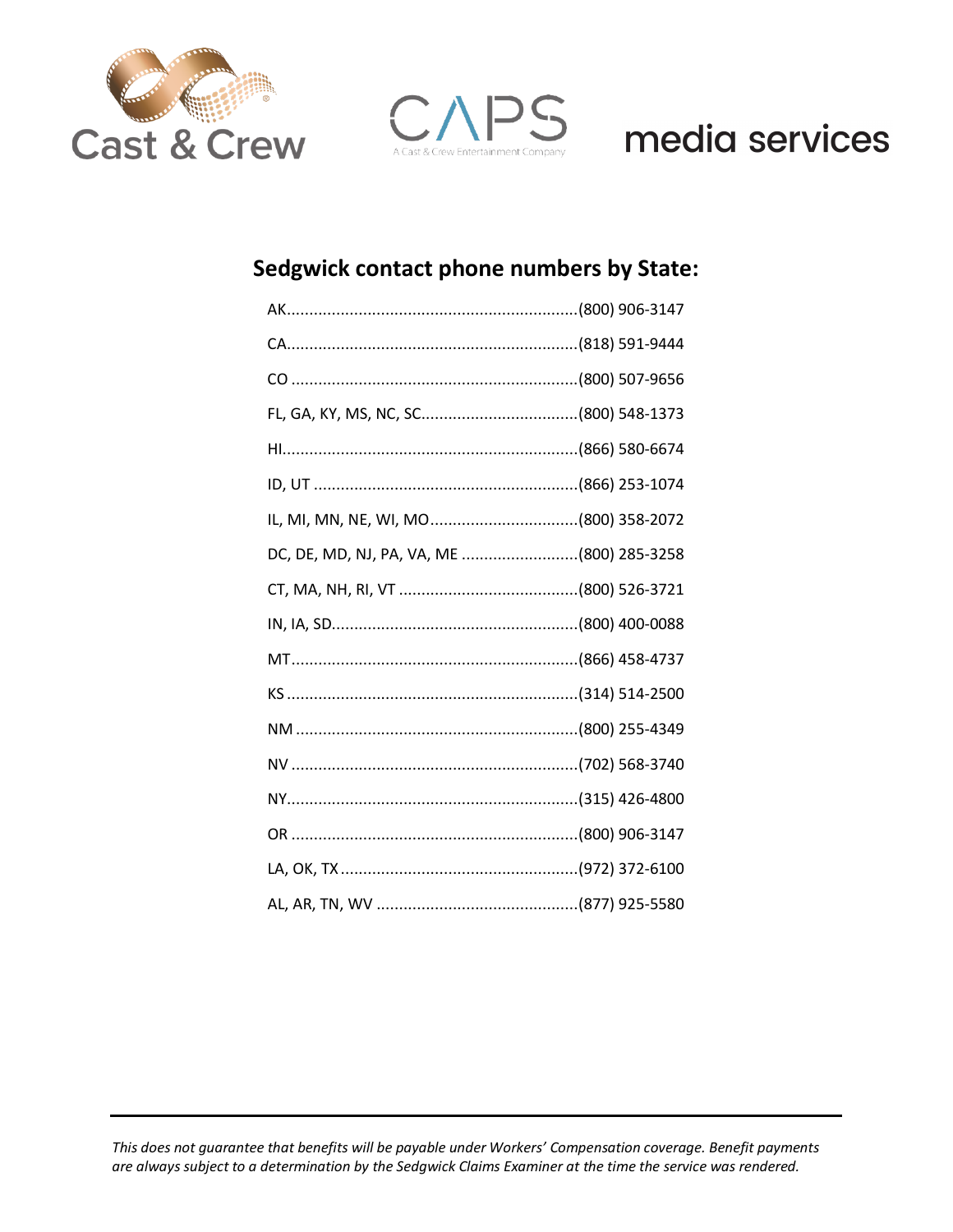Cast & Crew

CAPS
A Cast & Crew Entertainment Company

media services

## Sedgwick contact phone numbers by State:

| | |
|---|---|
| AK | (800) 906-3147 |
| CA | (818) 591-9444 |
| CO | (800) 507-9656 |
| FL, GA, KY, MS, NC, SC | (800) 548-1373 |
| HI | (866) 580-6674 |
| ID, UT | (866) 253-1074 |
| IL, MI, MN, NE, WI, MO | (800) 358-2072 |
| DC, DE, MD, NJ, PA, VA, ME | (800) 285-3258 |
| CT, MA, NH, RI, VT | (800) 526-3721 |
| IN, IA, SD | (800) 400-0088 |
| MT | (866) 458-4737 |
| KS | (314) 514-2500 |
| NM | (800) 255-4349 |
| NV | (702) 568-3740 |
| NY | (315) 426-4800 |
| OR | (800) 906-3147 |
| LA, OK, TX | (972) 372-6100 |
| AL, AR, TN, WV | (877) 925-5580 |

*This does not guarantee that benefits will be payable under Workers' Compensation coverage. Benefit payments are always subject to a determination by the Sedgwick Claims Examiner at the time the service was rendered.*